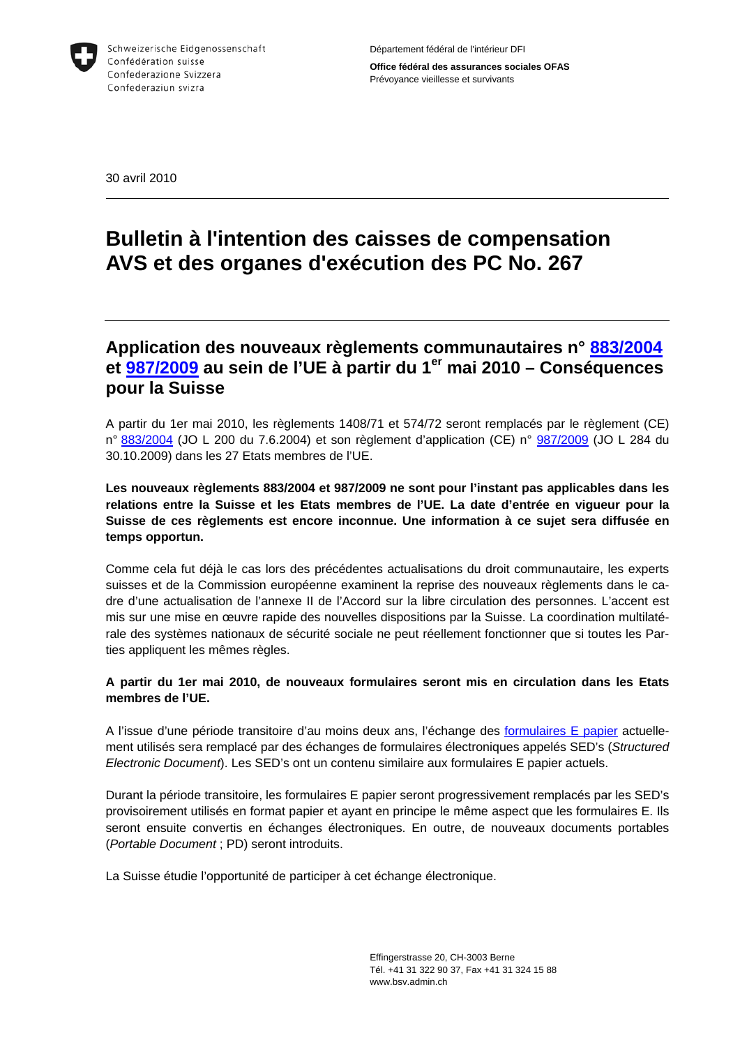Schweizerische Eidgenossenschaft
Confédération suisse
Confederazione Svizzera
Confederaziun svizra

Département fédéral de l'intérieur DFI

**Office fédéral des assurances sociales OFAS**
Prévoyance vieillesse et survivants

30 avril 2010

# Bulletin à l'intention des caisses de compensation AVS et des organes d'exécution des PC No. 267

## Application des nouveaux règlements communautaires n° 883/2004 et 987/2009 au sein de l'UE à partir du 1er mai 2010 – Conséquences pour la Suisse

A partir du 1er mai 2010, les règlements 1408/71 et 574/72 seront remplacés par le règlement (CE) n° 883/2004 (JO L 200 du 7.6.2004) et son règlement d'application (CE) n° 987/2009 (JO L 284 du 30.10.2009) dans les 27 Etats membres de l'UE.

**Les nouveaux règlements 883/2004 et 987/2009 ne sont pour l'instant pas applicables dans les relations entre la Suisse et les Etats membres de l'UE. La date d'entrée en vigueur pour la Suisse de ces règlements est encore inconnue. Une information à ce sujet sera diffusée en temps opportun.**

Comme cela fut déjà le cas lors des précédentes actualisations du droit communautaire, les experts suisses et de la Commission européenne examinent la reprise des nouveaux règlements dans le cadre d'une actualisation de l'annexe II de l'Accord sur la libre circulation des personnes. L'accent est mis sur une mise en œuvre rapide des nouvelles dispositions par la Suisse. La coordination multilatérale des systèmes nationaux de sécurité sociale ne peut réellement fonctionner que si toutes les Parties appliquent les mêmes règles.

**A partir du 1er mai 2010, de nouveaux formulaires seront mis en circulation dans les Etats membres de l'UE.**

A l'issue d'une période transitoire d'au moins deux ans, l'échange des formulaires E papier actuellement utilisés sera remplacé par des échanges de formulaires électroniques appelés SED's (*Structured Electronic Document*). Les SED's ont un contenu similaire aux formulaires E papier actuels.

Durant la période transitoire, les formulaires E papier seront progressivement remplacés par les SED's provisoirement utilisés en format papier et ayant en principe le même aspect que les formulaires E. Ils seront ensuite convertis en échanges électroniques. En outre, de nouveaux documents portables (*Portable Document* ; PD) seront introduits.

La Suisse étudie l'opportunité de participer à cet échange électronique.

Effingerstrasse 20, CH-3003 Berne
Tél. +41 31 322 90 37, Fax +41 31 324 15 88
www.bsv.admin.ch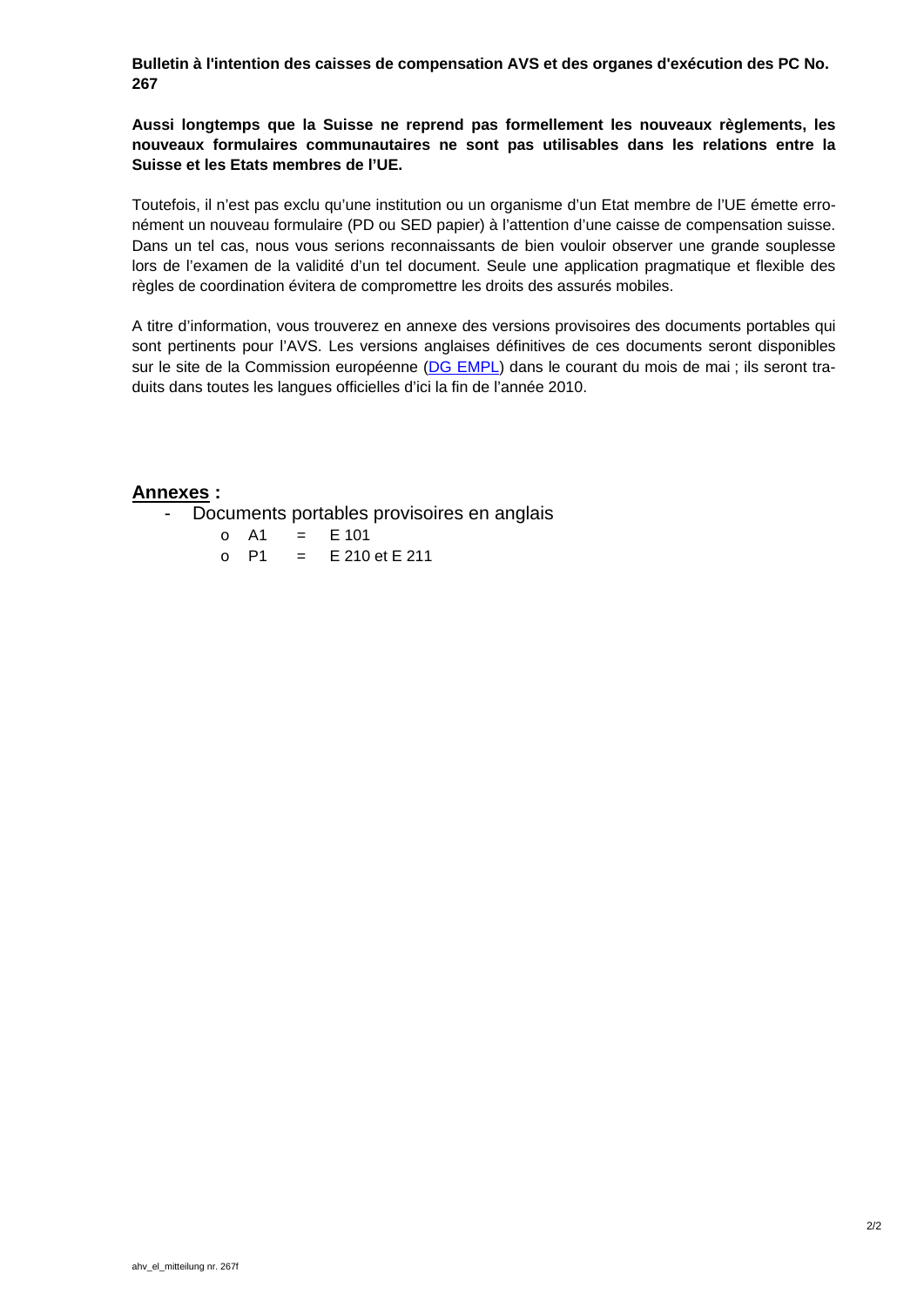**Bulletin à l'intention des caisses de compensation AVS et des organes d'exécution des PC No. 267**

**Aussi longtemps que la Suisse ne reprend pas formellement les nouveaux règlements, les nouveaux formulaires communautaires ne sont pas utilisables dans les relations entre la Suisse et les Etats membres de l'UE.**

Toutefois, il n'est pas exclu qu'une institution ou un organisme d'un Etat membre de l'UE émette erronément un nouveau formulaire (PD ou SED papier) à l'attention d'une caisse de compensation suisse. Dans un tel cas, nous vous serions reconnaissants de bien vouloir observer une grande souplesse lors de l'examen de la validité d'un tel document. Seule une application pragmatique et flexible des règles de coordination évitera de compromettre les droits des assurés mobiles.

A titre d'information, vous trouverez en annexe des versions provisoires des documents portables qui sont pertinents pour l'AVS. Les versions anglaises définitives de ces documents seront disponibles sur le site de la Commission européenne (DG EMPL) dans le courant du mois de mai ; ils seront traduits dans toutes les langues officielles d'ici la fin de l'année 2010.

**Annexes :**

- Documents portables provisoires en anglais
  - A1 = E 101
  - P1 = E 210 et E 211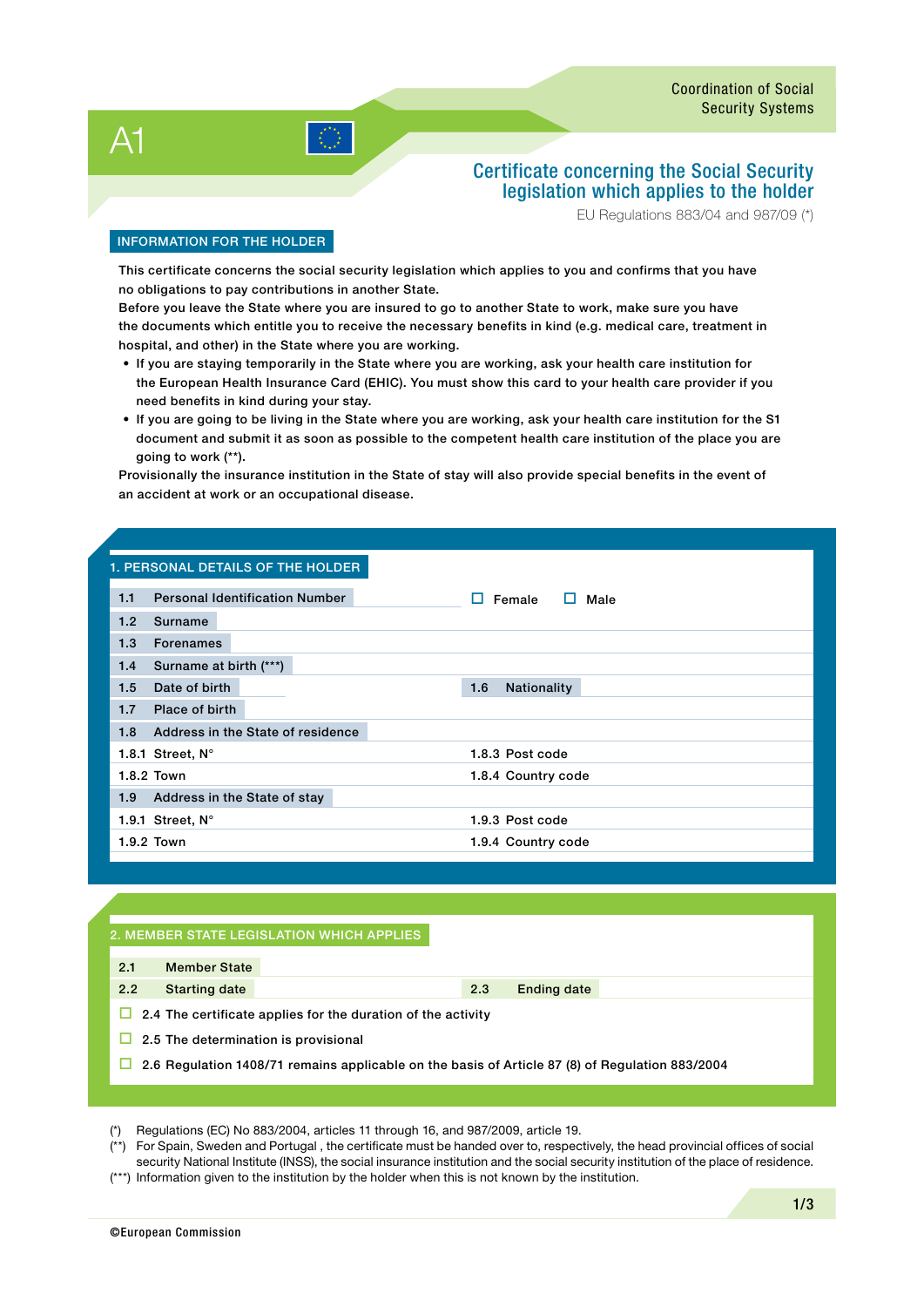# A1

Coordination of Social Security Systems

## Certificate concerning the Social Security legislation which applies to the holder

EU Regulations 883/04 and 987/09 (*)

### INFORMATION FOR THE HOLDER

This certificate concerns the social security legislation which applies to you and confirms that you have no obligations to pay contributions in another State.
Before you leave the State where you are insured to go to another State to work, make sure you have the documents which entitle you to receive the necessary benefits in kind (e.g. medical care, treatment in hospital, and other) in the State where you are working.

- If you are staying temporarily in the State where you are working, ask your health care institution for the European Health Insurance Card (EHIC). You must show this card to your health care provider if you need benefits in kind during your stay.
- If you are going to be living in the State where you are working, ask your health care institution for the S1 document and submit it as soon as possible to the competent health care institution of the place you are going to work (**).

Provisionally the insurance institution in the State of stay will also provide special benefits in the event of an accident at work or an occupational disease.

### 1. PERSONAL DETAILS OF THE HOLDER

| | |
|---|---|
| 1.1 Personal Identification Number | ☐ Female ☐ Male |
| 1.2 Surname | |
| 1.3 Forenames | |
| 1.4 Surname at birth (***) | |
| 1.5 Date of birth | 1.6 Nationality |
| 1.7 Place of birth | |
| 1.8 Address in the State of residence | |
| 1.8.1 Street, N° | 1.8.3 Post code |
| 1.8.2 Town | 1.8.4 Country code |
| 1.9 Address in the State of stay | |
| 1.9.1 Street, N° | 1.9.3 Post code |
| 1.9.2 Town | 1.9.4 Country code |

### 2. MEMBER STATE LEGISLATION WHICH APPLIES

| | |
|---|---|
| 2.1 Member State | |
| 2.2 Starting date | 2.3 Ending date |

☐ 2.4 The certificate applies for the duration of the activity

☐ 2.5 The determination is provisional

☐ 2.6 Regulation 1408/71 remains applicable on the basis of Article 87 (8) of Regulation 883/2004

(*) Regulations (EC) No 883/2004, articles 11 through 16, and 987/2009, article 19.
(**) For Spain, Sweden and Portugal , the certificate must be handed over to, respectively, the head provincial offices of social security National Institute (INSS), the social insurance institution and the social security institution of the place of residence.
(***) Information given to the institution by the holder when this is not known by the institution.

©European Commission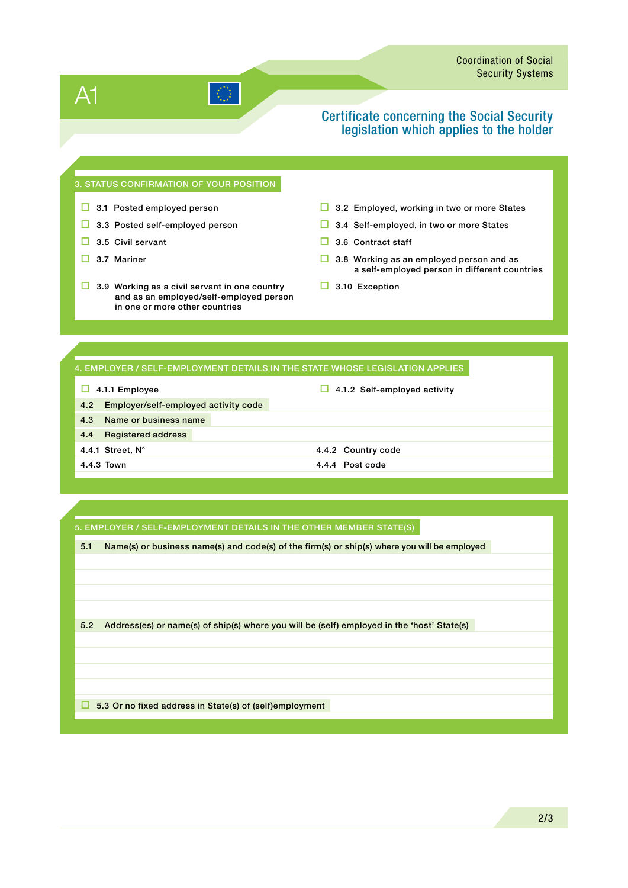# A1

Coordination of Social Security Systems

## Certificate concerning the Social Security legislation which applies to the holder

### 3. STATUS CONFIRMATION OF YOUR POSITION

- ☐ 3.1 Posted employed person
- ☐ 3.2 Employed, working in two or more States
- ☐ 3.3 Posted self-employed person
- ☐ 3.4 Self-employed, in two or more States
- ☐ 3.5 Civil servant
- ☐ 3.6 Contract staff
- ☐ 3.7 Mariner
- ☐ 3.8 Working as an employed person and as a self-employed person in different countries
- ☐ 3.9 Working as a civil servant in one country and as an employed/self-employed person in one or more other countries
- ☐ 3.10 Exception

### 4. EMPLOYER / SELF-EMPLOYMENT DETAILS IN THE STATE WHOSE LEGISLATION APPLIES

- ☐ 4.1.1 Employee
- ☐ 4.1.2 Self-employed activity

4.2 Employer/self-employed activity code

4.3 Name or business name

4.4 Registered address

| | |
|---|---|
| 4.4.1 Street, N° | 4.4.2 Country code |
| 4.4.3 Town | 4.4.4 Post code |

### 5. EMPLOYER / SELF-EMPLOYMENT DETAILS IN THE OTHER MEMBER STATE(S)

5.1 Name(s) or business name(s) and code(s) of the firm(s) or ship(s) where you will be employed

5.2 Address(es) or name(s) of ship(s) where you will be (self) employed in the 'host' State(s)

- ☐ 5.3 Or no fixed address in State(s) of (self)employment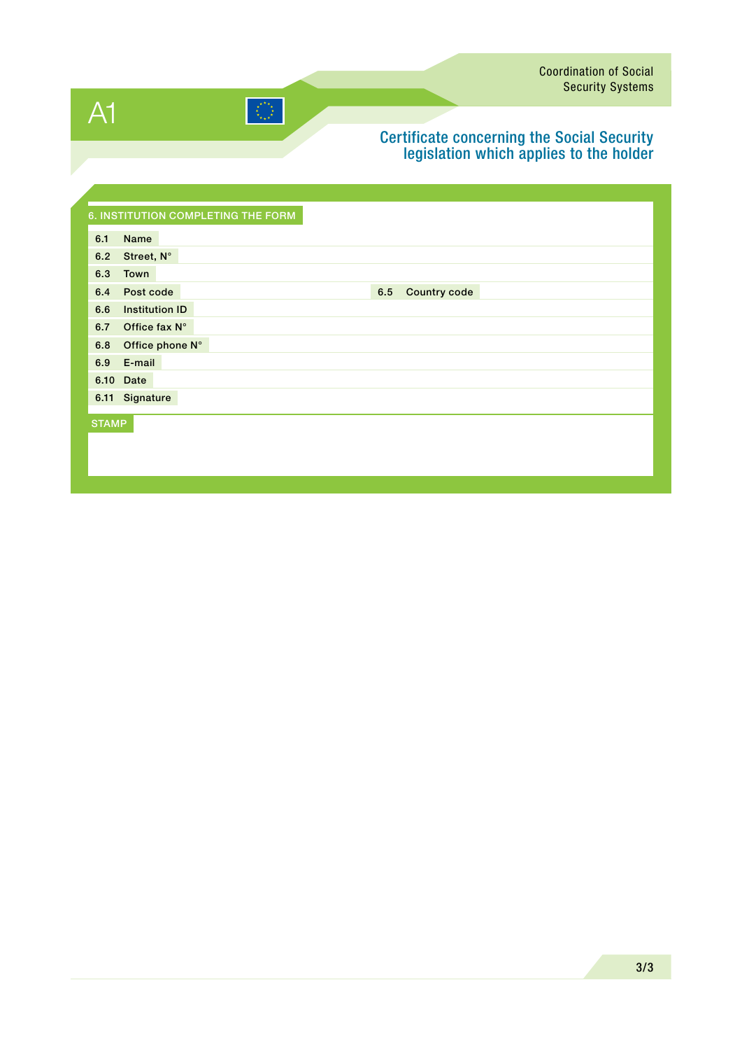# A1

Coordination of Social Security Systems

## Certificate concerning the Social Security legislation which applies to the holder

### 6. INSTITUTION COMPLETING THE FORM

6.1 Name

6.2 Street, N°

6.3 Town

6.4 Post code

6.5 Country code

6.6 Institution ID

6.7 Office fax N°

6.8 Office phone N°

6.9 E-mail

6.10 Date

6.11 Signature

STAMP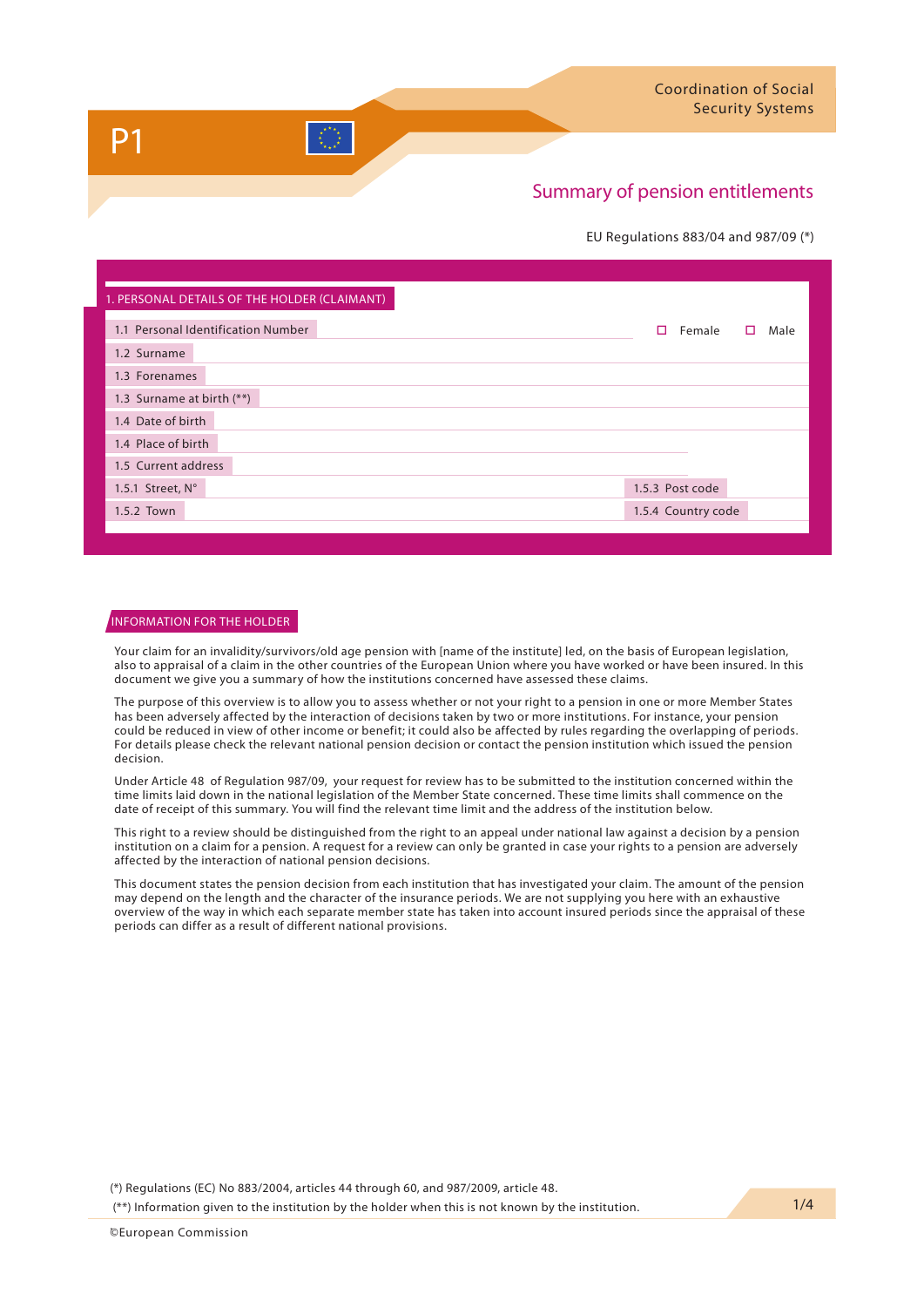# P1

Coordination of Social Security Systems

## Summary of pension entitlements

EU Regulations 883/04 and 987/09 (*)

### 1. PERSONAL DETAILS OF THE HOLDER (CLAIMANT)

1.1 Personal Identification Number ☐ Female ☐ Male

1.2 Surname

1.3 Forenames

1.3 Surname at birth (**)

1.4 Date of birth

1.4 Place of birth

1.5 Current address

1.5.1 Street, N° 1.5.3 Post code

1.5.2 Town 1.5.4 Country code

### INFORMATION FOR THE HOLDER

Your claim for an invalidity/survivors/old age pension with [name of the institute] led, on the basis of European legislation, also to appraisal of a claim in the other countries of the European Union where you have worked or have been insured. In this document we give you a summary of how the institutions concerned have assessed these claims.

The purpose of this overview is to allow you to assess whether or not your right to a pension in one or more Member States has been adversely affected by the interaction of decisions taken by two or more institutions. For instance, your pension could be reduced in view of other income or benefit; it could also be affected by rules regarding the overlapping of periods. For details please check the relevant national pension decision or contact the pension institution which issued the pension decision.

Under Article 48 of Regulation 987/09, your request for review has to be submitted to the institution concerned within the time limits laid down in the national legislation of the Member State concerned. These time limits shall commence on the date of receipt of this summary. You will find the relevant time limit and the address of the institution below.

This right to a review should be distinguished from the right to an appeal under national law against a decision by a pension institution on a claim for a pension. A request for a review can only be granted in case your rights to a pension are adversely affected by the interaction of national pension decisions.

This document states the pension decision from each institution that has investigated your claim. The amount of the pension may depend on the length and the character of the insurance periods. We are not supplying you here with an exhaustive overview of the way in which each separate member state has taken into account insured periods since the appraisal of these periods can differ as a result of different national provisions.

(*) Regulations (EC) No 883/2004, articles 44 through 60, and 987/2009, article 48.

(**) Information given to the institution by the holder when this is not known by the institution.

©European Commission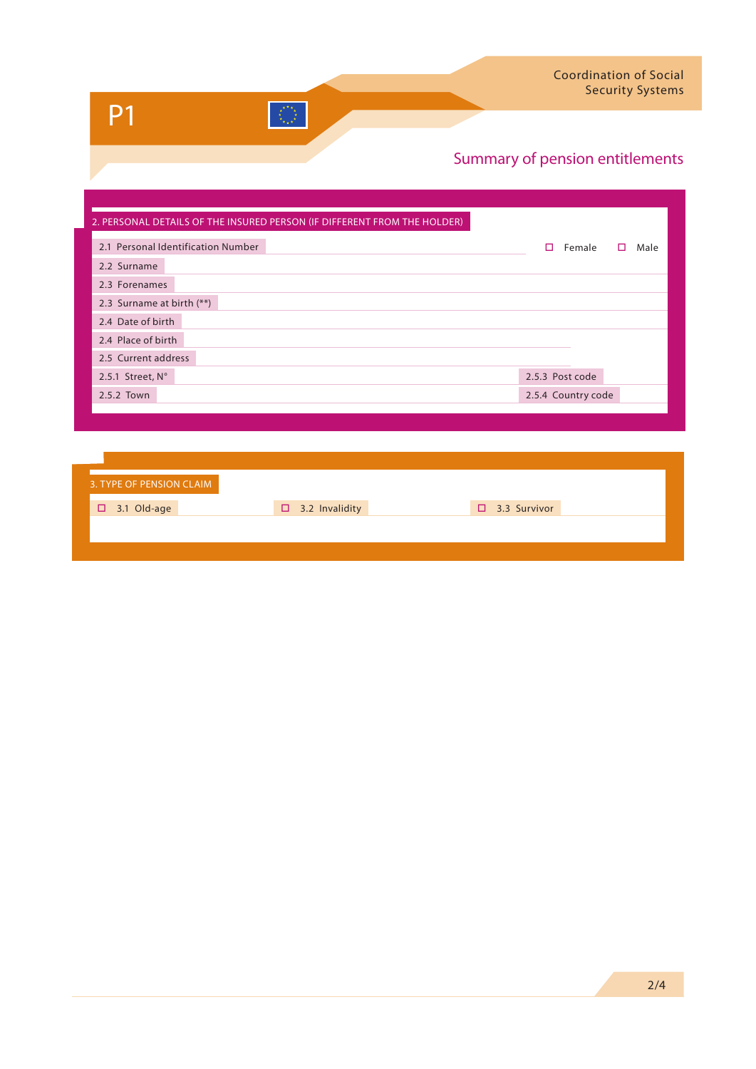# P1

Coordination of Social Security Systems

## Summary of pension entitlements

### 2. PERSONAL DETAILS OF THE INSURED PERSON (IF DIFFERENT FROM THE HOLDER)

2.1 Personal Identification Number

☐ Female ☐ Male

2.2 Surname

2.3 Forenames

2.3 Surname at birth (**)

2.4 Date of birth

2.4 Place of birth

2.5 Current address

2.5.1 Street, N°

2.5.3 Post code

2.5.2 Town

2.5.4 Country code

### 3. TYPE OF PENSION CLAIM

☐ 3.1 Old-age

☐ 3.2 Invalidity

☐ 3.3 Survivor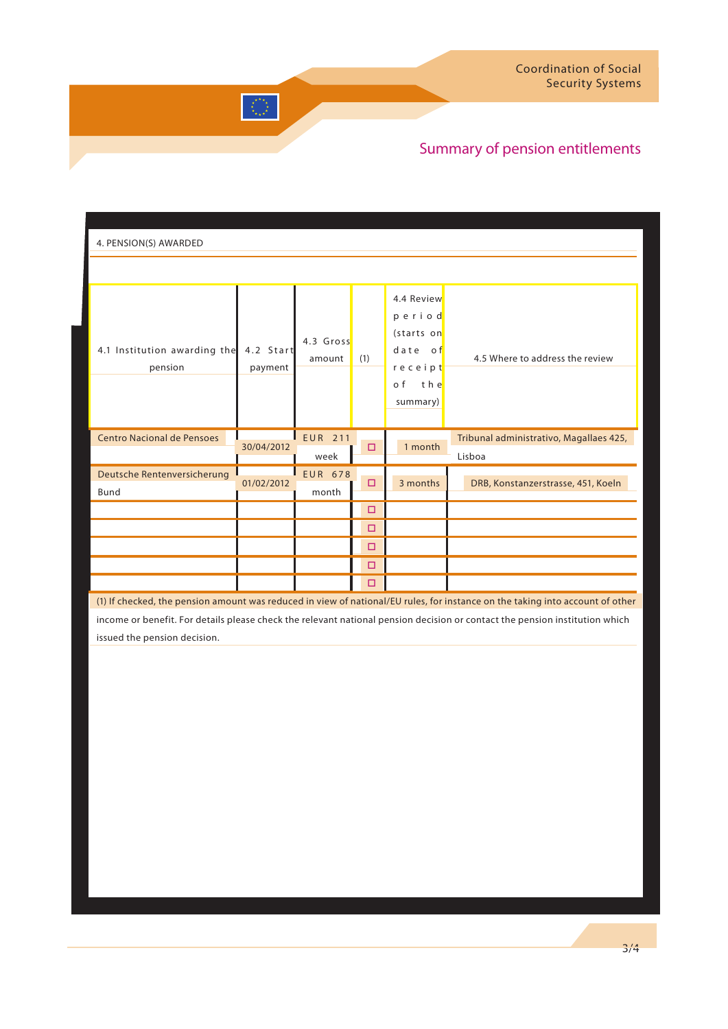## Summary of pension entitlements

### 4. PENSION(S) AWARDED

| 4.1 Institution awarding the pension | 4.2 Start payment | 4.3 Gross amount | (1) | 4.4 Review period (starts on date of receipt of the summary) | 4.5 Where to address the review |
|---|---|---|---|---|---|
| Centro Nacional de Pensoes | 30/04/2012 | EUR 211 week | ☐ | 1 month | Tribunal administrativo, Magallaes 425, Lisboa |
| Deutsche Rentenversicherung Bund | 01/02/2012 | EUR 678 month | ☐ | 3 months | DRB, Konstanzerstrasse, 451, Koeln |
| | | | ☐ | | |
| | | | ☐ | | |
| | | | ☐ | | |
| | | | ☐ | | |
| | | | ☐ | | |

(1) If checked, the pension amount was reduced in view of national/EU rules, for instance on the taking into account of other income or benefit. For details please check the relevant national pension decision or contact the pension institution which issued the pension decision.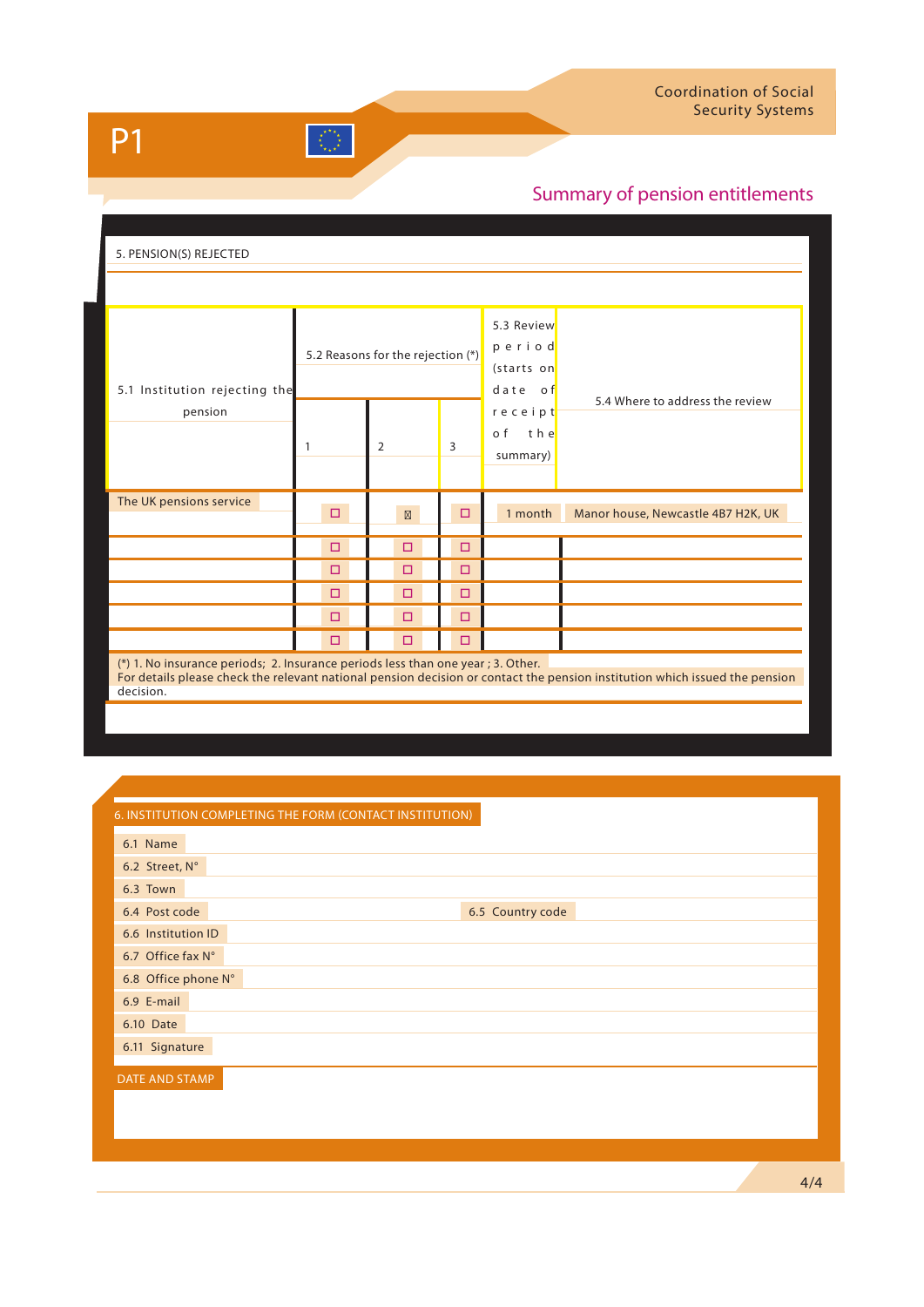P1

Coordination of Social Security Systems

## Summary of pension entitlements

### 5. PENSION(S) REJECTED

| 5.1 Institution rejecting the pension | 5.2 Reasons for the rejection (*) | | | 5.3 Review period (starts on date of receipt of the summary) | 5.4 Where to address the review |
|---|---|---|---|---|---|
| | 1 | 2 | 3 | | |
| The UK pensions service | ☐ | ☒ | ☐ | 1 month | Manor house, Newcastle 4B7 H2K, UK |
| | ☐ | ☐ | ☐ | | |
| | ☐ | ☐ | ☐ | | |
| | ☐ | ☐ | ☐ | | |
| | ☐ | ☐ | ☐ | | |
| | ☐ | ☐ | ☐ | | |

(*) 1. No insurance periods; 2. Insurance periods less than one year ; 3. Other.
For details please check the relevant national pension decision or contact the pension institution which issued the pension decision.

### 6. INSTITUTION COMPLETING THE FORM (CONTACT INSTITUTION)

6.1 Name

6.2 Street, N°

6.3 Town

6.4 Post code 6.5 Country code

6.6 Institution ID

6.7 Office fax N°

6.8 Office phone N°

6.9 E-mail

6.10 Date

6.11 Signature

DATE AND STAMP